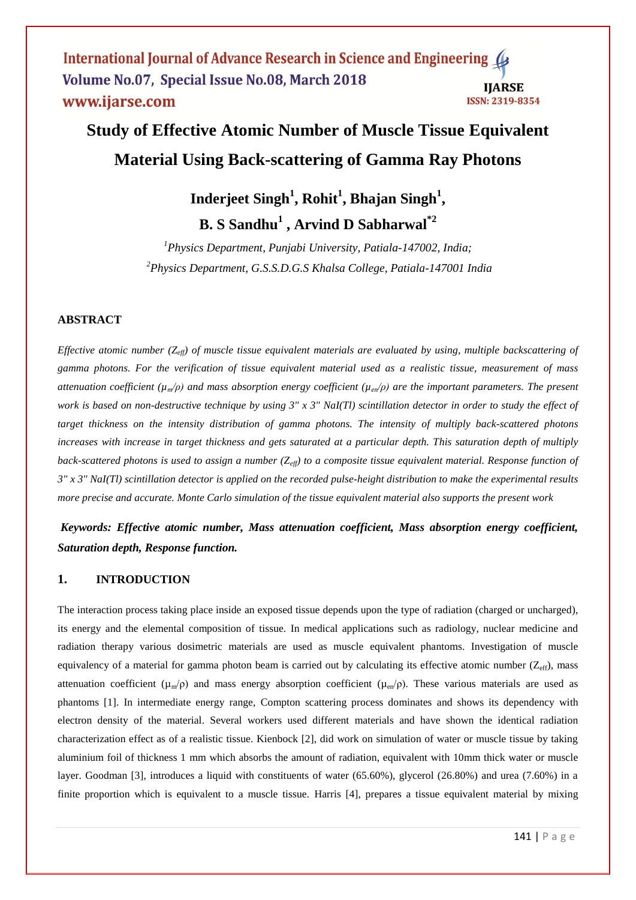# Study of Effective Atomic Number of Muscle Tissue Equivalent Material Using Back-scattering of Gamma Ray Photons

**Inderjeet Singh[1], Rohit[1], Bhajan Singh[1], B. S Sandhu[1] , Arvind D Sabharwal[*2]**

*[1]Physics Department, Punjabi University, Patiala-147002, India;*
*[2]Physics Department, G.S.S.D.G.S Khalsa College, Patiala-147001 India*

## ABSTRACT

*Effective atomic number ($Z_{eff}$) of muscle tissue equivalent materials are evaluated by using, multiple backscattering of gamma photons. For the verification of tissue equivalent material used as a realistic tissue, measurement of mass attenuation coefficient ($\mu_m/\rho$) and mass absorption energy coefficient ($\mu_{en}/\rho$) are the important parameters. The present work is based on non-destructive technique by using 3" x 3" NaI(Tl) scintillation detector in order to study the effect of target thickness on the intensity distribution of gamma photons. The intensity of multiply back-scattered photons increases with increase in target thickness and gets saturated at a particular depth. This saturation depth of multiply back-scattered photons is used to assign a number ($Z_{eff}$) to a composite tissue equivalent material. Response function of 3" x 3" NaI(Tl) scintillation detector is applied on the recorded pulse-height distribution to make the experimental results more precise and accurate. Monte Carlo simulation of the tissue equivalent material also supports the present work*

***Keywords: Effective atomic number, Mass attenuation coefficient, Mass absorption energy coefficient, Saturation depth, Response function.***

## 1. INTRODUCTION

The interaction process taking place inside an exposed tissue depends upon the type of radiation (charged or uncharged), its energy and the elemental composition of tissue. In medical applications such as radiology, nuclear medicine and radiation therapy various dosimetric materials are used as muscle equivalent phantoms. Investigation of muscle equivalency of a material for gamma photon beam is carried out by calculating its effective atomic number ($Z_{eff}$), mass attenuation coefficient ($\mu_m/\rho$) and mass energy absorption coefficient ($\mu_{en}/\rho$). These various materials are used as phantoms [1]. In intermediate energy range, Compton scattering process dominates and shows its dependency with electron density of the material. Several workers used different materials and have shown the identical radiation characterization effect as of a realistic tissue. Kienbock [2], did work on simulation of water or muscle tissue by taking aluminium foil of thickness 1 mm which absorbs the amount of radiation, equivalent with 10mm thick water or muscle layer. Goodman [3], introduces a liquid with constituents of water (65.60%), glycerol (26.80%) and urea (7.60%) in a finite proportion which is equivalent to a muscle tissue. Harris [4], prepares a tissue equivalent material by mixing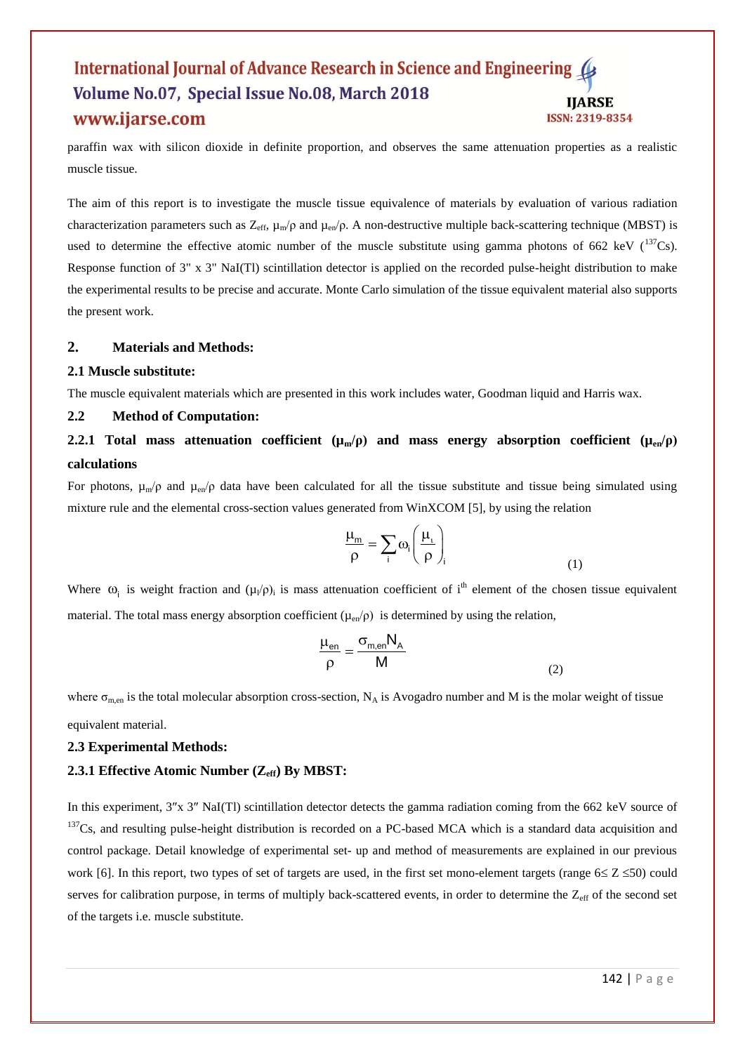paraffin wax with silicon dioxide in definite proportion, and observes the same attenuation properties as a realistic muscle tissue.

The aim of this report is to investigate the muscle tissue equivalence of materials by evaluation of various radiation characterization parameters such as $Z_{eff}$, $\mu_m/\rho$ and $\mu_{en}/\rho$. A non-destructive multiple back-scattering technique (MBST) is used to determine the effective atomic number of the muscle substitute using gamma photons of 662 keV ($^{137}$Cs). Response function of 3" x 3" NaI(Tl) scintillation detector is applied on the recorded pulse-height distribution to make the experimental results to be precise and accurate. Monte Carlo simulation of the tissue equivalent material also supports the present work.

## 2. Materials and Methods:

### 2.1 Muscle substitute:

The muscle equivalent materials which are presented in this work includes water, Goodman liquid and Harris wax.

### 2.2 Method of Computation:

#### 2.2.1 Total mass attenuation coefficient ($\mu_m/\rho$) and mass energy absorption coefficient ($\mu_{en}/\rho$) calculations

For photons, $\mu_m/\rho$ and $\mu_{en}/\rho$ data have been calculated for all the tissue substitute and tissue being simulated using mixture rule and the elemental cross-section values generated from WinXCOM [5], by using the relation

$$\frac{\mu_m}{\rho} = \sum_i \omega_i \left(\frac{\mu_i}{\rho}\right)_i \tag{1}$$

Where $\omega_i$ is weight fraction and $(\mu_i/\rho)_i$ is mass attenuation coefficient of i$^{th}$ element of the chosen tissue equivalent material. The total mass energy absorption coefficient ($\mu_{en}/\rho$) is determined by using the relation,

$$\frac{\mu_{en}}{\rho} = \frac{\sigma_{m,en} N_A}{M} \tag{2}$$

where $\sigma_{m,en}$ is the total molecular absorption cross-section, $N_A$ is Avogadro number and M is the molar weight of tissue equivalent material.

### 2.3 Experimental Methods:

#### 2.3.1 Effective Atomic Number ($Z_{eff}$) By MBST:

In this experiment, 3″x 3″ NaI(Tl) scintillation detector detects the gamma radiation coming from the 662 keV source of $^{137}$Cs, and resulting pulse-height distribution is recorded on a PC-based MCA which is a standard data acquisition and control package. Detail knowledge of experimental set- up and method of measurements are explained in our previous work [6]. In this report, two types of set of targets are used, in the first set mono-element targets (range $6 \leq Z \leq 50$) could serves for calibration purpose, in terms of multiply back-scattered events, in order to determine the $Z_{eff}$ of the second set of the targets i.e. muscle substitute.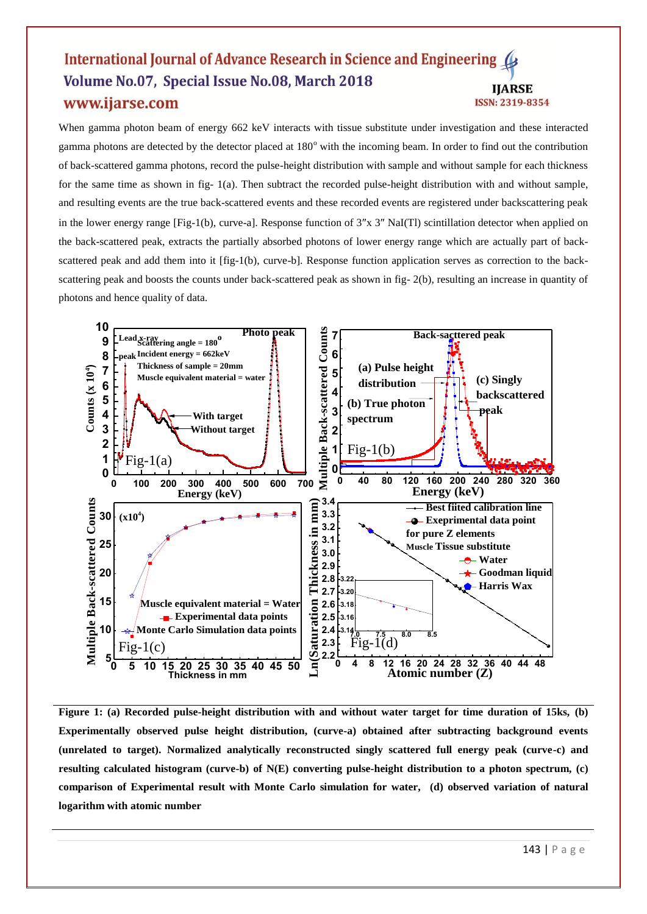When gamma photon beam of energy 662 keV interacts with tissue substitute under investigation and these interacted gamma photons are detected by the detector placed at 180$^{o}$ with the incoming beam. In order to find out the contribution of back-scattered gamma photons, record the pulse-height distribution with sample and without sample for each thickness for the same time as shown in fig- 1(a). Then subtract the recorded pulse-height distribution with and without sample, and resulting events are the true back-scattered events and these recorded events are registered under backscattering peak in the lower energy range [Fig-1(b), curve-a]. Response function of 3″x 3″ NaI(Tl) scintillation detector when applied on the back-scattered peak, extracts the partially absorbed photons of lower energy range which are actually part of back-scattered peak and add them into it [fig-1(b), curve-b]. Response function application serves as correction to the back-scattering peak and boosts the counts under back-scattered peak as shown in fig- 2(b), resulting an increase in quantity of photons and hence quality of data.

**Figure 1: (a) Recorded pulse-height distribution with and without water target for time duration of 15ks, (b) Experimentally observed pulse height distribution, (curve-a) obtained after subtracting background events (unrelated to target). Normalized analytically reconstructed singly scattered full energy peak (curve-c) and resulting calculated histogram (curve-b) of N(E) converting pulse-height distribution to a photon spectrum, (c) comparison of Experimental result with Monte Carlo simulation for water, (d) observed variation of natural logarithm with atomic number**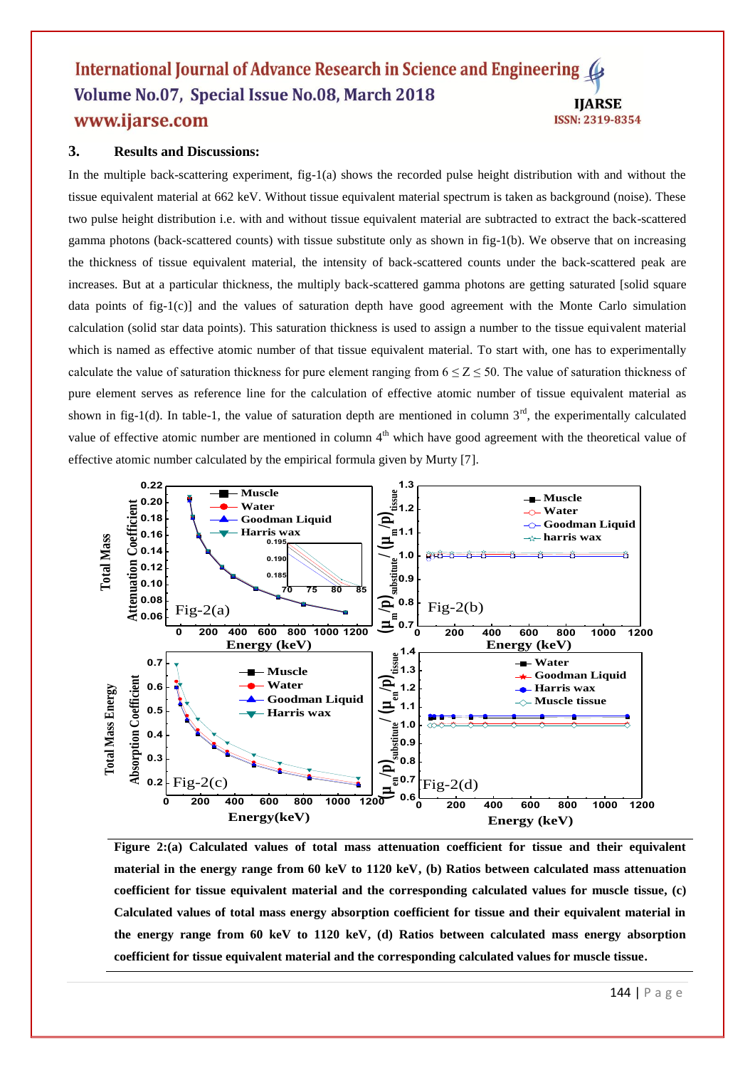### 3. Results and Discussions:

In the multiple back-scattering experiment, fig-1(a) shows the recorded pulse height distribution with and without the tissue equivalent material at 662 keV. Without tissue equivalent material spectrum is taken as background (noise). These two pulse height distribution i.e. with and without tissue equivalent material are subtracted to extract the back-scattered gamma photons (back-scattered counts) with tissue substitute only as shown in fig-1(b). We observe that on increasing the thickness of tissue equivalent material, the intensity of back-scattered counts under the back-scattered peak are increases. But at a particular thickness, the multiply back-scattered gamma photons are getting saturated [solid square data points of fig-1(c)] and the values of saturation depth have good agreement with the Monte Carlo simulation calculation (solid star data points). This saturation thickness is used to assign a number to the tissue equivalent material which is named as effective atomic number of that tissue equivalent material. To start with, one has to experimentally calculate the value of saturation thickness for pure element ranging from $6 \leq Z \leq 50$. The value of saturation thickness of pure element serves as reference line for the calculation of effective atomic number of tissue equivalent material as shown in fig-1(d). In table-1, the value of saturation depth are mentioned in column 3[rd], the experimentally calculated value of effective atomic number are mentioned in column 4[th] which have good agreement with the theoretical value of effective atomic number calculated by the empirical formula given by Murty [7].

**Figure 2:(a) Calculated values of total mass attenuation coefficient for tissue and their equivalent material in the energy range from 60 keV to 1120 keV, (b) Ratios between calculated mass attenuation coefficient for tissue equivalent material and the corresponding calculated values for muscle tissue, (c) Calculated values of total mass energy absorption coefficient for tissue and their equivalent material in the energy range from 60 keV to 1120 keV, (d) Ratios between calculated mass energy absorption coefficient for tissue equivalent material and the corresponding calculated values for muscle tissue.**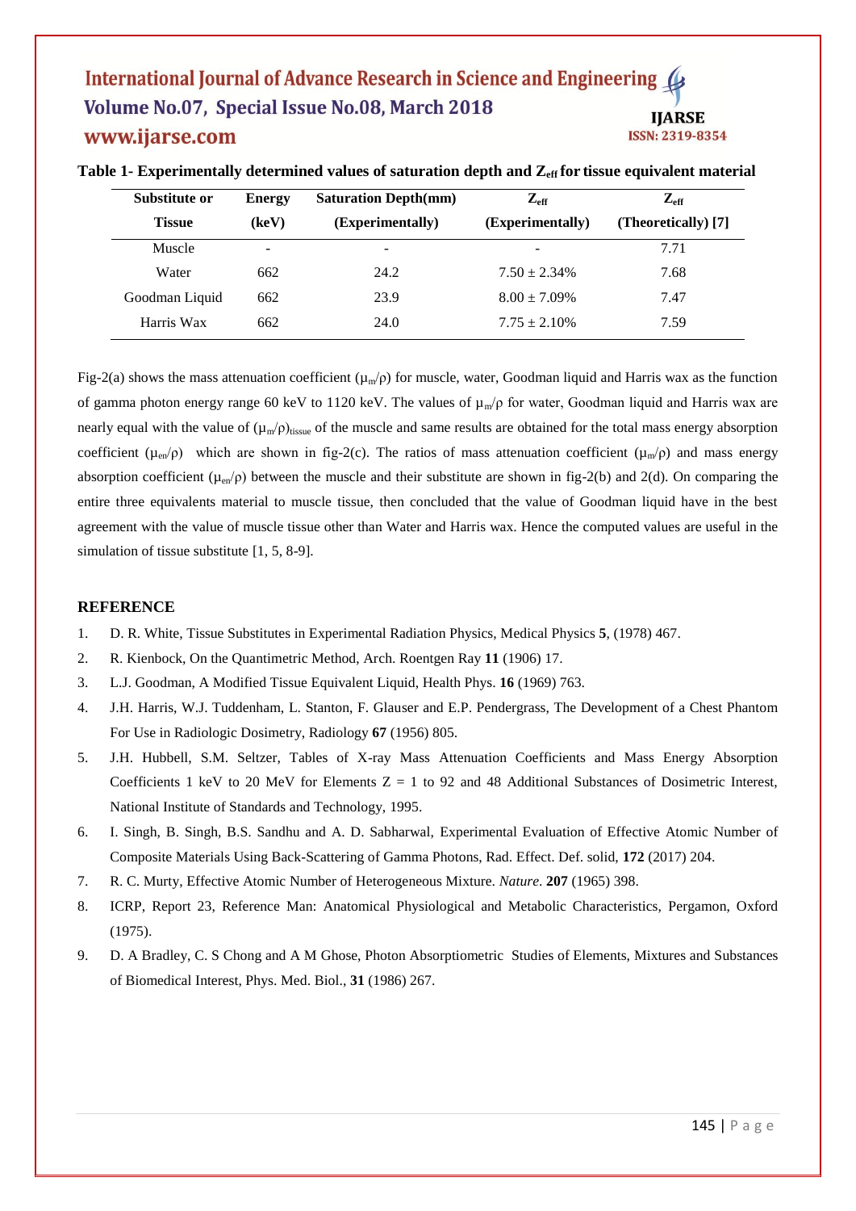**Table 1- Experimentally determined values of saturation depth and $Z_{eff}$ for tissue equivalent material**

| Substitute or Tissue | Energy (keV) | Saturation Depth(mm) (Experimentally) | $Z_{eff}$ (Experimentally) | $Z_{eff}$ (Theoretically) [7] |
|---|---|---|---|---|
| Muscle | - | - | - | 7.71 |
| Water | 662 | 24.2 | 7.50 ± 2.34% | 7.68 |
| Goodman Liquid | 662 | 23.9 | 8.00 ± 7.09% | 7.47 |
| Harris Wax | 662 | 24.0 | 7.75 ± 2.10% | 7.59 |

Fig-2(a) shows the mass attenuation coefficient ($\mu_m/\rho$) for muscle, water, Goodman liquid and Harris wax as the function of gamma photon energy range 60 keV to 1120 keV. The values of $\mu_m/\rho$ for water, Goodman liquid and Harris wax are nearly equal with the value of $(\mu_m/\rho)_{tissue}$ of the muscle and same results are obtained for the total mass energy absorption coefficient ($\mu_{en}/\rho$) which are shown in fig-2(c). The ratios of mass attenuation coefficient ($\mu_m/\rho$) and mass energy absorption coefficient ($\mu_{en}/\rho$) between the muscle and their substitute are shown in fig-2(b) and 2(d). On comparing the entire three equivalents material to muscle tissue, then concluded that the value of Goodman liquid have in the best agreement with the value of muscle tissue other than Water and Harris wax. Hence the computed values are useful in the simulation of tissue substitute [1, 5, 8-9].

## REFERENCE

1. D. R. White, Tissue Substitutes in Experimental Radiation Physics, Medical Physics **5**, (1978) 467.
2. R. Kienbock, On the Quantimetric Method, Arch. Roentgen Ray **11** (1906) 17.
3. L.J. Goodman, A Modified Tissue Equivalent Liquid, Health Phys. **16** (1969) 763.
4. J.H. Harris, W.J. Tuddenham, L. Stanton, F. Glauser and E.P. Pendergrass, The Development of a Chest Phantom For Use in Radiologic Dosimetry, Radiology **67** (1956) 805.
5. J.H. Hubbell, S.M. Seltzer, Tables of X-ray Mass Attenuation Coefficients and Mass Energy Absorption Coefficients 1 keV to 20 MeV for Elements Z = 1 to 92 and 48 Additional Substances of Dosimetric Interest, National Institute of Standards and Technology, 1995.
6. I. Singh, B. Singh, B.S. Sandhu and A. D. Sabharwal, Experimental Evaluation of Effective Atomic Number of Composite Materials Using Back-Scattering of Gamma Photons, Rad. Effect. Def. solid, **172** (2017) 204.
7. R. C. Murty, Effective Atomic Number of Heterogeneous Mixture. *Nature*. **207** (1965) 398.
8. ICRP, Report 23, Reference Man: Anatomical Physiological and Metabolic Characteristics, Pergamon, Oxford (1975).
9. D. A Bradley, C. S Chong and A M Ghose, Photon Absorptiometric Studies of Elements, Mixtures and Substances of Biomedical Interest, Phys. Med. Biol., **31** (1986) 267.